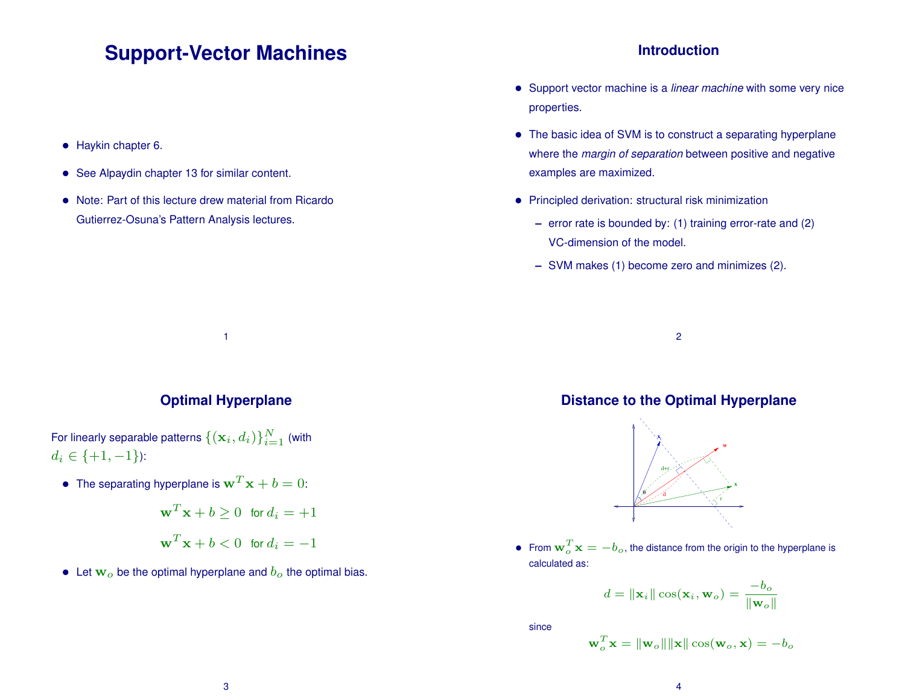# Support-Vector Machines

- Haykin chapter 6.
- See Alpaydin chapter 13 for similar content.
- Note: Part of this lecture drew material from Ricardo Gutierrez-Osuna's Pattern Analysis lectures.

## Introduction

- Support vector machine is a *linear machine* with some very nice properties.
- The basic idea of SVM is to construct a separating hyperplane where the *margin of separation* between positive and negative examples are maximized.
- Principled derivation: structural risk minimization
  - error rate is bounded by: (1) training error-rate and (2) VC-dimension of the model.
  - SVM makes (1) become zero and minimizes (2).

## Optimal Hyperplane

For linearly separable patterns $\{(\mathbf{x}_i, d_i)\}_{i=1}^{N}$ (with $d_i \in \{+1, -1\}$):

- The separating hyperplane is $\mathbf{w}^T\mathbf{x} + b = 0$:

$$\mathbf{w}^T\mathbf{x} + b \geq 0 \quad \text{for } d_i = +1$$

$$\mathbf{w}^T\mathbf{x} + b < 0 \quad \text{for } d_i = -1$$

- Let $\mathbf{w}_o$ be the optimal hyperplane and $b_o$ the optimal bias.

## Distance to the Optimal Hyperplane

- From $\mathbf{w}_o^T\mathbf{x} = -b_o$, the distance from the origin to the hyperplane is calculated as:

$$d = \|\mathbf{x}_i\| \cos(\mathbf{x}_i, \mathbf{w}_o) = \frac{-b_o}{\|\mathbf{w}_o\|}$$

since

$$\mathbf{w}_o^T\mathbf{x} = \|\mathbf{w}_o\| \|\mathbf{x}\| \cos(\mathbf{w}_o, \mathbf{x}) = -b_o$$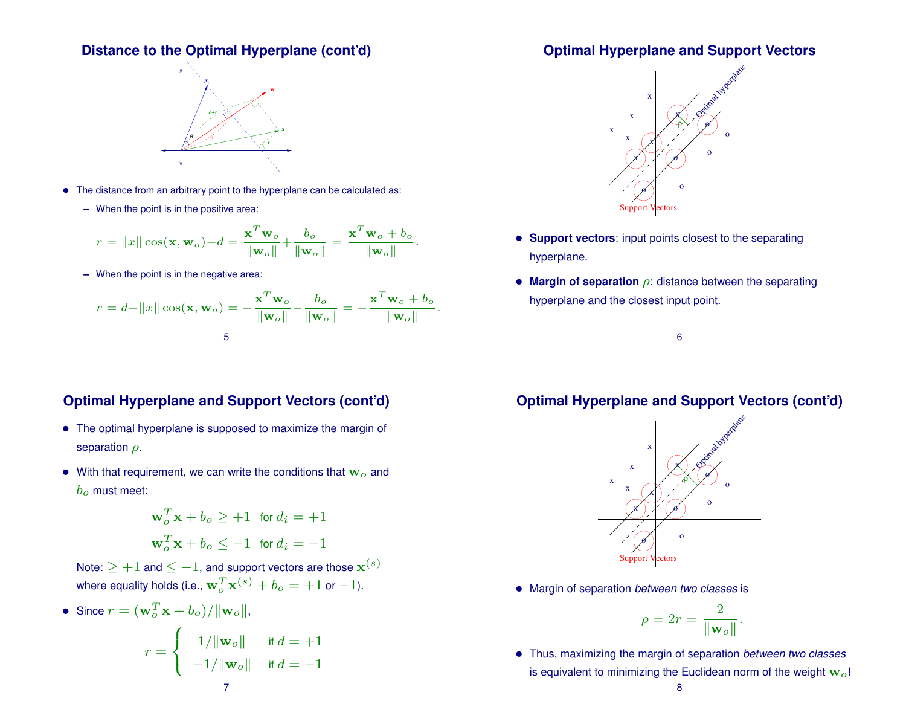## Distance to the Optimal Hyperplane (cont'd)

- The distance from an arbitrary point to the hyperplane can be calculated as:
  - When the point is in the positive area:

$$r = \|x\| \cos(\mathbf{x}, \mathbf{w}_o) - d = \frac{\mathbf{x}^T \mathbf{w}_o}{\|\mathbf{w}_o\|} + \frac{b_o}{\|\mathbf{w}_o\|} = \frac{\mathbf{x}^T \mathbf{w}_o + b_o}{\|\mathbf{w}_o\|}.$$

  - When the point is in the negative area:

$$r = d - \|x\| \cos(\mathbf{x}, \mathbf{w}_o) = -\frac{\mathbf{x}^T \mathbf{w}_o}{\|\mathbf{w}_o\|} - \frac{b_o}{\|\mathbf{w}_o\|} = -\frac{\mathbf{x}^T \mathbf{w}_o + b_o}{\|\mathbf{w}_o\|}.$$

## Optimal Hyperplane and Support Vectors

- **Support vectors**: input points closest to the separating hyperplane.
- **Margin of separation** $\rho$: distance between the separating hyperplane and the closest input point.

## Optimal Hyperplane and Support Vectors (cont'd)

- The optimal hyperplane is supposed to maximize the margin of separation $\rho$.
- With that requirement, we can write the conditions that $\mathbf{w}_o$ and $b_o$ must meet:

$$\mathbf{w}_o^T \mathbf{x} + b_o \geq +1 \quad \text{for } d_i = +1$$

$$\mathbf{w}_o^T \mathbf{x} + b_o \leq -1 \quad \text{for } d_i = -1$$

  Note: $\geq +1$ and $\leq -1$, and support vectors are those $\mathbf{x}^{(s)}$ where equality holds (i.e., $\mathbf{w}_o^T \mathbf{x}^{(s)} + b_o = +1$ or $-1$).

- Since $r = (\mathbf{w}_o^T \mathbf{x} + b_o)/\|\mathbf{w}_o\|$,

$$r = \begin{cases} 1/\|\mathbf{w}_o\| & \text{if } d = +1 \\ -1/\|\mathbf{w}_o\| & \text{if } d = -1 \end{cases}$$

## Optimal Hyperplane and Support Vectors (cont'd)

- Margin of separation *between two classes* is

$$\rho = 2r = \frac{2}{\|\mathbf{w}_o\|}.$$

- Thus, maximizing the margin of separation *between two classes* is equivalent to minimizing the Euclidean norm of the weight $\mathbf{w}_o$!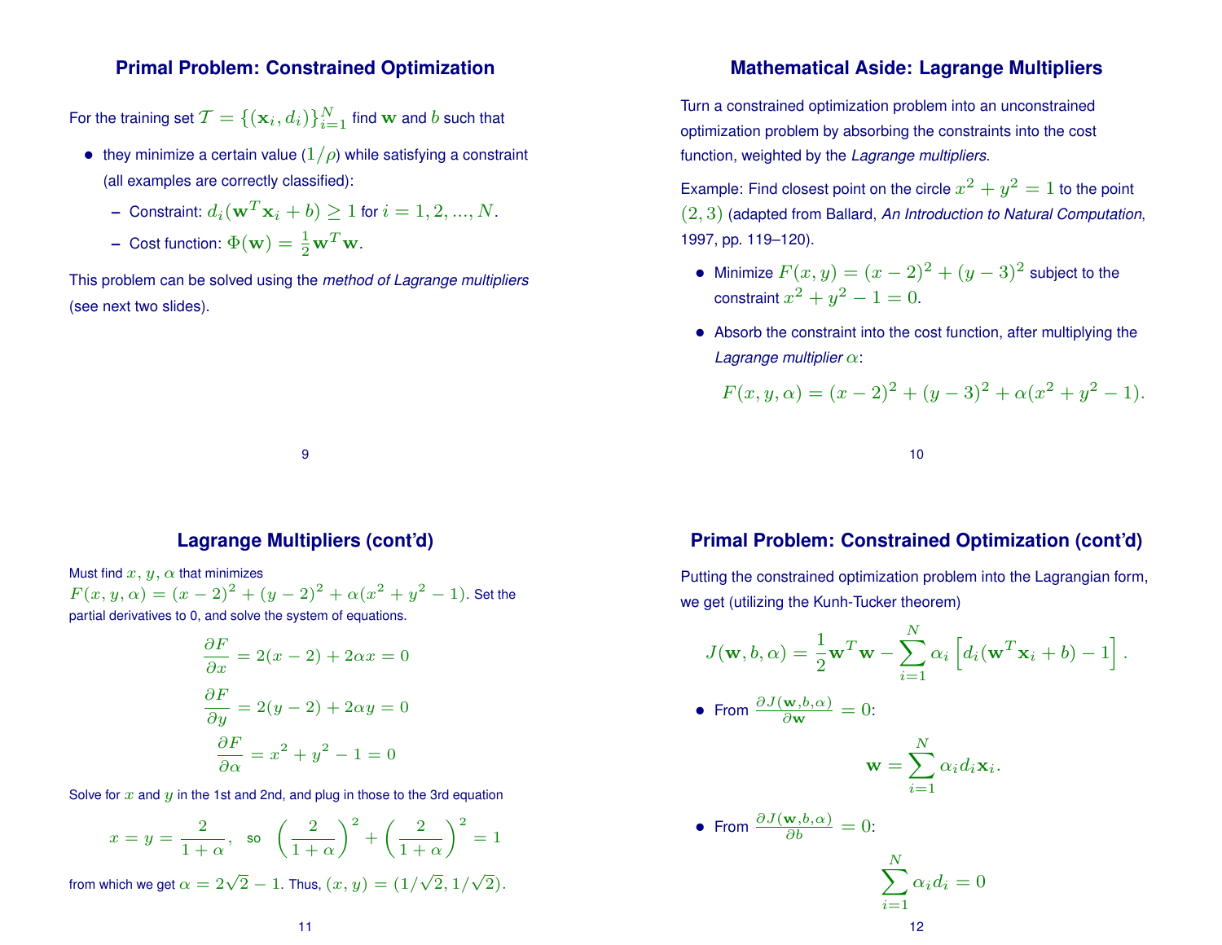## Primal Problem: Constrained Optimization

For the training set $\mathcal{T} = \{(\mathbf{x}_i, d_i)\}_{i=1}^N$ find $\mathbf{w}$ and $b$ such that

- they minimize a certain value ($1/\rho$) while satisfying a constraint (all examples are correctly classified):
  - Constraint: $d_i(\mathbf{w}^T\mathbf{x}_i + b) \geq 1$ for $i = 1, 2, ..., N$.
  - Cost function: $\Phi(\mathbf{w}) = \frac{1}{2}\mathbf{w}^T\mathbf{w}$.

This problem can be solved using the *method of Lagrange multipliers* (see next two slides).

## Mathematical Aside: Lagrange Multipliers

Turn a constrained optimization problem into an unconstrained optimization problem by absorbing the constraints into the cost function, weighted by the *Lagrange multipliers*.

Example: Find closest point on the circle $x^2 + y^2 = 1$ to the point $(2, 3)$ (adapted from Ballard, *An Introduction to Natural Computation*, 1997, pp. 119–120).

- Minimize $F(x, y) = (x-2)^2 + (y-3)^2$ subject to the constraint $x^2 + y^2 - 1 = 0$.
- Absorb the constraint into the cost function, after multiplying the *Lagrange multiplier* $\alpha$:

$$F(x, y, \alpha) = (x-2)^2 + (y-3)^2 + \alpha(x^2 + y^2 - 1).$$

## Lagrange Multipliers (cont'd)

Must find $x$, $y$, $\alpha$ that minimizes $F(x, y, \alpha) = (x-2)^2 + (y-2)^2 + \alpha(x^2 + y^2 - 1)$. Set the partial derivatives to 0, and solve the system of equations.

$$\frac{\partial F}{\partial x} = 2(x-2) + 2\alpha x = 0$$

$$\frac{\partial F}{\partial y} = 2(y-2) + 2\alpha y = 0$$

$$\frac{\partial F}{\partial \alpha} = x^2 + y^2 - 1 = 0$$

Solve for $x$ and $y$ in the 1st and 2nd, and plug in those to the 3rd equation

$$x = y = \frac{2}{1+\alpha}, \quad \text{so} \quad \left(\frac{2}{1+\alpha}\right)^2 + \left(\frac{2}{1+\alpha}\right)^2 = 1$$

from which we get $\alpha = 2\sqrt{2} - 1$. Thus, $(x, y) = (1/\sqrt{2}, 1/\sqrt{2})$.

## Primal Problem: Constrained Optimization (cont'd)

Putting the constrained optimization problem into the Lagrangian form, we get (utilizing the Kunh-Tucker theorem)

$$J(\mathbf{w}, b, \alpha) = \frac{1}{2}\mathbf{w}^T\mathbf{w} - \sum_{i=1}^N \alpha_i \left[ d_i(\mathbf{w}^T\mathbf{x}_i + b) - 1 \right].$$

- From $\frac{\partial J(\mathbf{w}, b, \alpha)}{\partial \mathbf{w}} = 0$:

$$\mathbf{w} = \sum_{i=1}^N \alpha_i d_i \mathbf{x}_i.$$

- From $\frac{\partial J(\mathbf{w}, b, \alpha)}{\partial b} = 0$:

$$\sum_{i=1}^N \alpha_i d_i = 0$$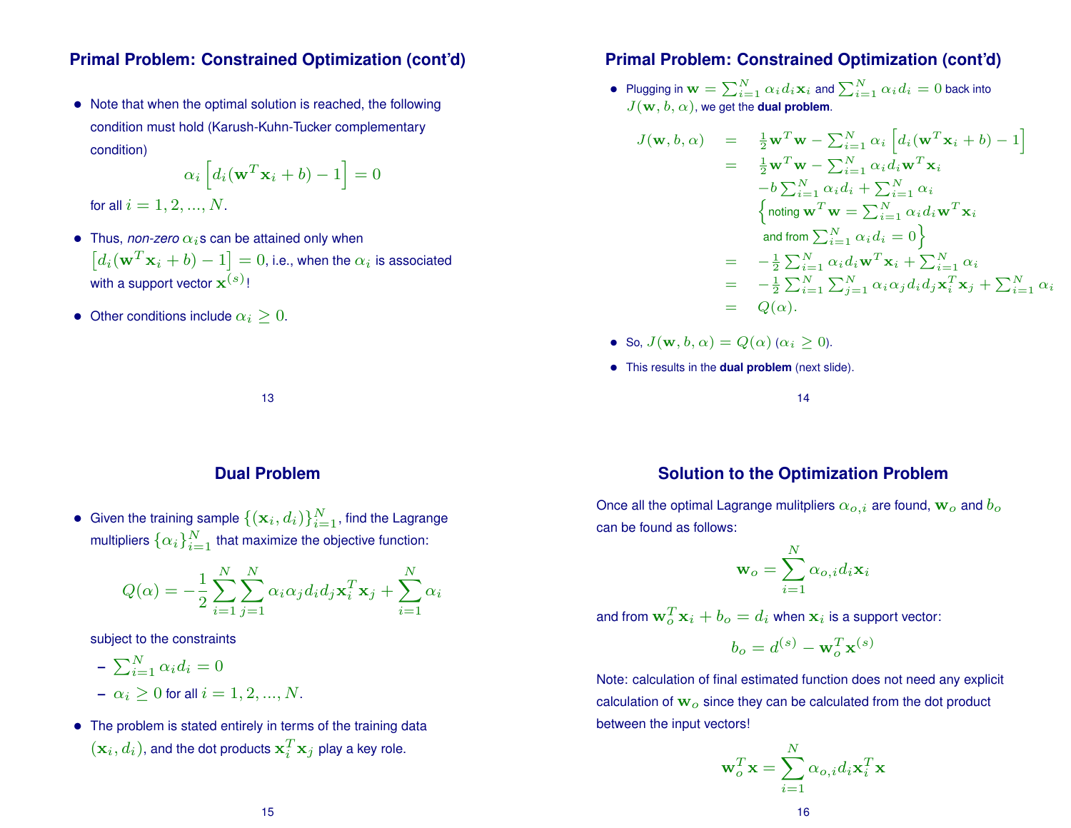## Primal Problem: Constrained Optimization (cont'd)

- Note that when the optimal solution is reached, the following condition must hold (Karush-Kuhn-Tucker complementary condition)

$$\alpha_i \left[ d_i(\mathbf{w}^T \mathbf{x}_i + b) - 1 \right] = 0$$

  for all $i = 1, 2, ..., N$.

- Thus, *non-zero* $\alpha_i$s can be attained only when $\left[ d_i(\mathbf{w}^T \mathbf{x}_i + b) - 1 \right] = 0$, i.e., when the $\alpha_i$ is associated with a support vector $\mathbf{x}^{(s)}$!

- Other conditions include $\alpha_i \geq 0$.

## Primal Problem: Constrained Optimization (cont'd)

- Plugging in $\mathbf{w} = \sum_{i=1}^N \alpha_i d_i \mathbf{x}_i$ and $\sum_{i=1}^N \alpha_i d_i = 0$ back into $J(\mathbf{w}, b, \alpha)$, we get the **dual problem**.

$$\begin{aligned}
J(\mathbf{w}, b, \alpha) &= \tfrac{1}{2}\mathbf{w}^T\mathbf{w} - \sum_{i=1}^N \alpha_i \left[ d_i(\mathbf{w}^T \mathbf{x}_i + b) - 1 \right] \\
&= \tfrac{1}{2}\mathbf{w}^T\mathbf{w} - \sum_{i=1}^N \alpha_i d_i \mathbf{w}^T \mathbf{x}_i \\
&\quad - b\sum_{i=1}^N \alpha_i d_i + \sum_{i=1}^N \alpha_i \\
&\quad \Big\{ \text{noting } \mathbf{w}^T\mathbf{w} = \sum_{i=1}^N \alpha_i d_i \mathbf{w}^T \mathbf{x}_i \\
&\quad \text{and from } \sum_{i=1}^N \alpha_i d_i = 0 \Big\} \\
&= -\tfrac{1}{2}\sum_{i=1}^N \alpha_i d_i \mathbf{w}^T \mathbf{x}_i + \sum_{i=1}^N \alpha_i \\
&= -\tfrac{1}{2}\sum_{i=1}^N \sum_{j=1}^N \alpha_i \alpha_j d_i d_j \mathbf{x}_i^T \mathbf{x}_j + \sum_{i=1}^N \alpha_i \\
&= Q(\alpha).
\end{aligned}$$

- So, $J(\mathbf{w}, b, \alpha) = Q(\alpha)$ ($\alpha_i \geq 0$).
- This results in the **dual problem** (next slide).

## Dual Problem

- Given the training sample $\{(\mathbf{x}_i, d_i)\}_{i=1}^N$, find the Lagrange multipliers $\{\alpha_i\}_{i=1}^N$ that maximize the objective function:

$$Q(\alpha) = -\frac{1}{2}\sum_{i=1}^N \sum_{j=1}^N \alpha_i \alpha_j d_i d_j \mathbf{x}_i^T \mathbf{x}_j + \sum_{i=1}^N \alpha_i$$

  subject to the constraints

  - $\sum_{i=1}^N \alpha_i d_i = 0$
  - $\alpha_i \geq 0$ for all $i = 1, 2, ..., N$.

- The problem is stated entirely in terms of the training data $(\mathbf{x}_i, d_i)$, and the dot products $\mathbf{x}_i^T \mathbf{x}_j$ play a key role.

## Solution to the Optimization Problem

Once all the optimal Lagrange mulitpliers $\alpha_{o,i}$ are found, $\mathbf{w}_o$ and $b_o$ can be found as follows:

$$\mathbf{w}_o = \sum_{i=1}^N \alpha_{o,i} d_i \mathbf{x}_i$$

and from $\mathbf{w}_o^T \mathbf{x}_i + b_o = d_i$ when $\mathbf{x}_i$ is a support vector:

$$b_o = d^{(s)} - \mathbf{w}_o^T \mathbf{x}^{(s)}$$

Note: calculation of final estimated function does not need any explicit calculation of $\mathbf{w}_o$ since they can be calculated from the dot product between the input vectors!

$$\mathbf{w}_o^T \mathbf{x} = \sum_{i=1}^N \alpha_{o,i} d_i \mathbf{x}_i^T \mathbf{x}$$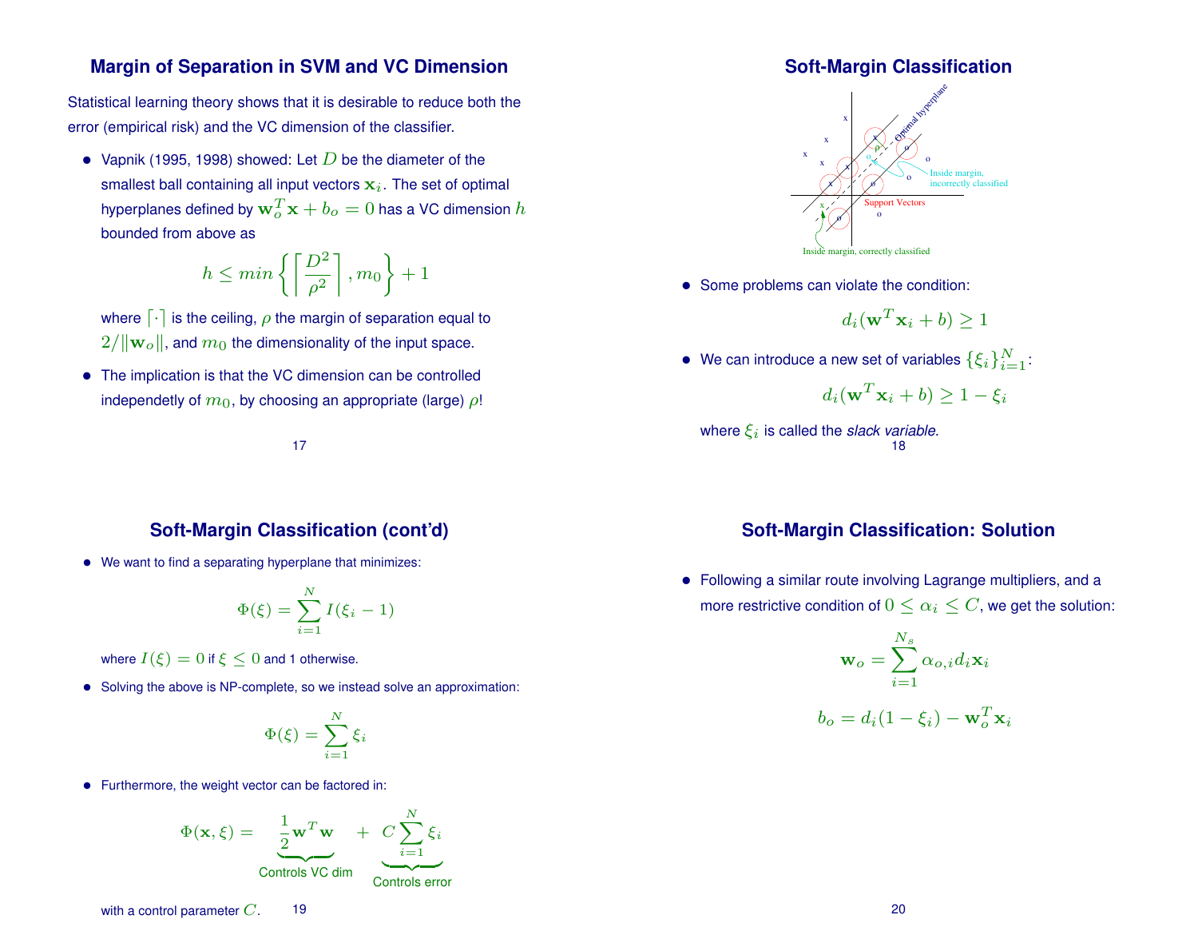## Margin of Separation in SVM and VC Dimension

Statistical learning theory shows that it is desirable to reduce both the error (empirical risk) and the VC dimension of the classifier.

- Vapnik (1995, 1998) showed: Let $D$ be the diameter of the smallest ball containing all input vectors $\mathbf{x}_i$. The set of optimal hyperplanes defined by $\mathbf{w}_o^T\mathbf{x} + b_o = 0$ has a VC dimension $h$ bounded from above as

$$h \leq min\left\{ \left\lceil \frac{D^2}{\rho^2} \right\rceil, m_0 \right\} + 1$$

  where $\lceil \cdot \rceil$ is the ceiling, $\rho$ the margin of separation equal to $2/\|\mathbf{w}_o\|$, and $m_0$ the dimensionality of the input space.

- The implication is that the VC dimension can be controlled independetly of $m_0$, by choosing an appropriate (large) $\rho$!

## Soft-Margin Classification

Optimal hyperplane

Inside margin, incorrectly classified

Support Vectors

Inside margin, correctly classified

- Some problems can violate the condition:

$$d_i(\mathbf{w}^T\mathbf{x}_i + b) \geq 1$$

- We can introduce a new set of variables $\{\xi_i\}_{i=1}^N$:

$$d_i(\mathbf{w}^T\mathbf{x}_i + b) \geq 1 - \xi_i$$

  where $\xi_i$ is called the *slack variable*.

## Soft-Margin Classification (cont'd)

- We want to find a separating hyperplane that minimizes:

$$\Phi(\xi) = \sum_{i=1}^{N} I(\xi_i - 1)$$

  where $I(\xi) = 0$ if $\xi \leq 0$ and 1 otherwise.

- Solving the above is NP-complete, so we instead solve an approximation:

$$\Phi(\xi) = \sum_{i=1}^{N} \xi_i$$

- Furthermore, the weight vector can be factored in:

$$\Phi(\mathbf{x}, \xi) = \underbrace{\frac{1}{2}\mathbf{w}^T\mathbf{w}}_{\text{Controls VC dim}} + \underbrace{C\sum_{i=1}^{N}\xi_i}_{\text{Controls error}}$$

  with a control parameter $C$.

## Soft-Margin Classification: Solution

- Following a similar route involving Lagrange multipliers, and a more restrictive condition of $0 \leq \alpha_i \leq C$, we get the solution:

$$\mathbf{w}_o = \sum_{i=1}^{N_s} \alpha_{o,i} d_i \mathbf{x}_i$$

$$b_o = d_i(1 - \xi_i) - \mathbf{w}_o^T\mathbf{x}_i$$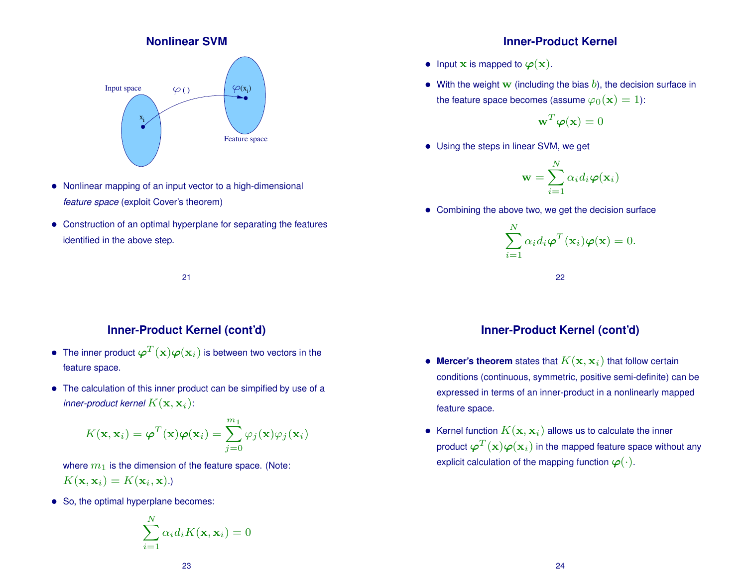## Nonlinear SVM

Input space

$\varphi$ ( )

$\varphi(x_i)$

$x_i$

Feature space

- Nonlinear mapping of an input vector to a high-dimensional *feature space* (exploit Cover's theorem)
- Construction of an optimal hyperplane for separating the features identified in the above step.

## Inner-Product Kernel

- Input $\mathbf{x}$ is mapped to $\boldsymbol{\varphi}(\mathbf{x})$.
- With the weight $\mathbf{w}$ (including the bias $b$), the decision surface in the feature space becomes (assume $\varphi_0(\mathbf{x}) = 1$):

$$\mathbf{w}^T \boldsymbol{\varphi}(\mathbf{x}) = 0$$

- Using the steps in linear SVM, we get

$$\mathbf{w} = \sum_{i=1}^{N} \alpha_i d_i \boldsymbol{\varphi}(\mathbf{x}_i)$$

- Combining the above two, we get the decision surface

$$\sum_{i=1}^{N} \alpha_i d_i \boldsymbol{\varphi}^T(\mathbf{x}_i) \boldsymbol{\varphi}(\mathbf{x}) = 0.$$

## Inner-Product Kernel (cont'd)

- The inner product $\boldsymbol{\varphi}^T(\mathbf{x})\boldsymbol{\varphi}(\mathbf{x}_i)$ is between two vectors in the feature space.
- The calculation of this inner product can be simpified by use of a *inner-product kernel* $K(\mathbf{x}, \mathbf{x}_i)$:

$$K(\mathbf{x}, \mathbf{x}_i) = \boldsymbol{\varphi}^T(\mathbf{x})\boldsymbol{\varphi}(\mathbf{x}_i) = \sum_{j=0}^{m_1} \varphi_j(\mathbf{x})\varphi_j(\mathbf{x}_i)$$

where $m_1$ is the dimension of the feature space. (Note: $K(\mathbf{x}, \mathbf{x}_i) = K(\mathbf{x}_i, \mathbf{x})$.)

- So, the optimal hyperplane becomes:

$$\sum_{i=1}^{N} \alpha_i d_i K(\mathbf{x}, \mathbf{x}_i) = 0$$

## Inner-Product Kernel (cont'd)

- **Mercer's theorem** states that $K(\mathbf{x}, \mathbf{x}_i)$ that follow certain conditions (continuous, symmetric, positive semi-definite) can be expressed in terms of an inner-product in a nonlinearly mapped feature space.
- Kernel function $K(\mathbf{x}, \mathbf{x}_i)$ allows us to calculate the inner product $\boldsymbol{\varphi}^T(\mathbf{x})\boldsymbol{\varphi}(\mathbf{x}_i)$ in the mapped feature space without any explicit calculation of the mapping function $\boldsymbol{\varphi}(\cdot)$.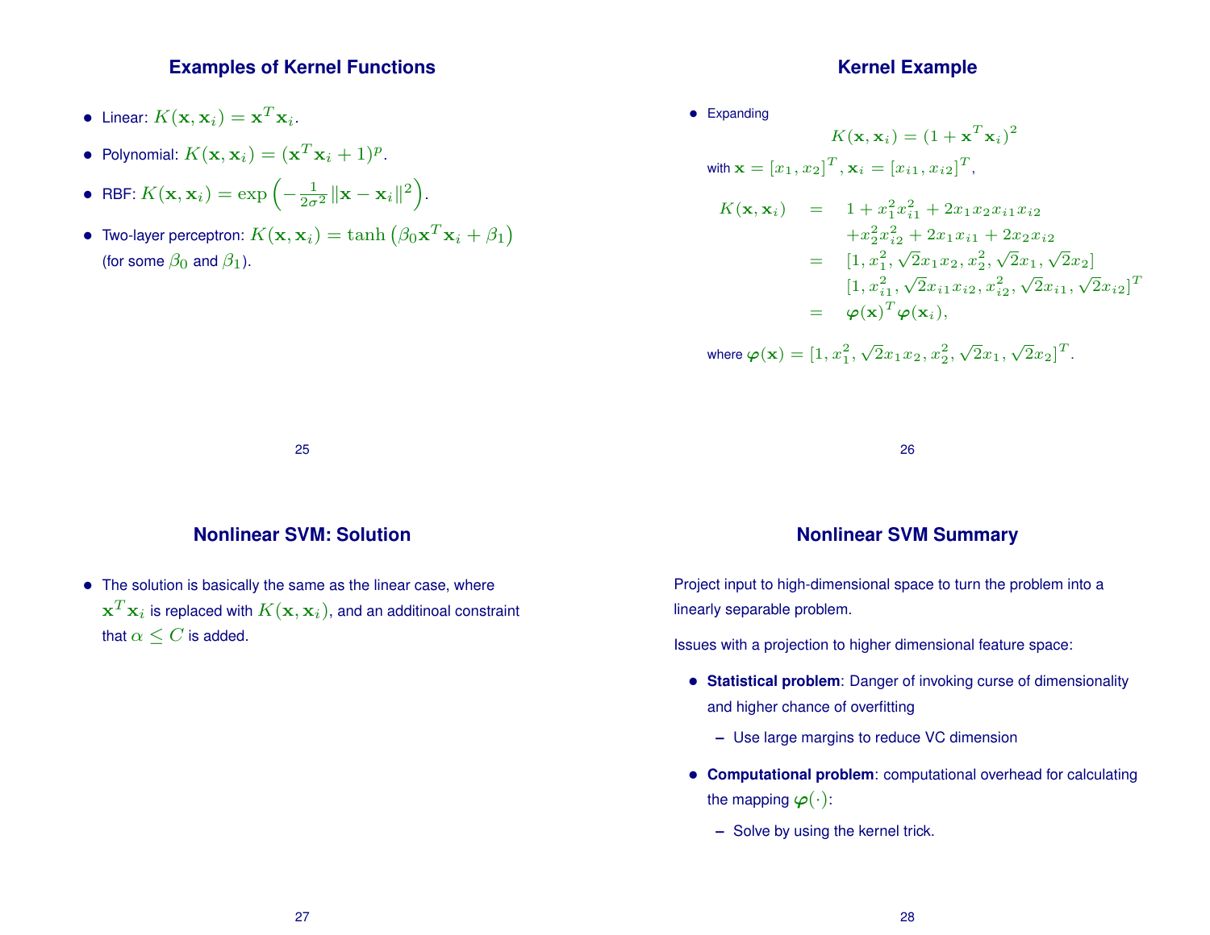## Examples of Kernel Functions

- Linear: $K(\mathbf{x}, \mathbf{x}_i) = \mathbf{x}^T \mathbf{x}_i$.
- Polynomial: $K(\mathbf{x}, \mathbf{x}_i) = (\mathbf{x}^T \mathbf{x}_i + 1)^p$.
- RBF: $K(\mathbf{x}, \mathbf{x}_i) = \exp\left(-\frac{1}{2\sigma^2}\|\mathbf{x} - \mathbf{x}_i\|^2\right)$.
- Two-layer perceptron: $K(\mathbf{x}, \mathbf{x}_i) = \tanh\left(\beta_0 \mathbf{x}^T \mathbf{x}_i + \beta_1\right)$ (for some $\beta_0$ and $\beta_1$).

## Kernel Example

- Expanding

$$K(\mathbf{x}, \mathbf{x}_i) = (1 + \mathbf{x}^T \mathbf{x}_i)^2$$

with $\mathbf{x} = [x_1, x_2]^T, \mathbf{x}_i = [x_{i1}, x_{i2}]^T$,

$$
\begin{aligned}
K(\mathbf{x}, \mathbf{x}_i) &= 1 + x_1^2 x_{i1}^2 + 2x_1 x_2 x_{i1} x_{i2} \\
&\quad + x_2^2 x_{i2}^2 + 2x_1 x_{i1} + 2x_2 x_{i2} \\
&= [1, x_1^2, \sqrt{2}x_1 x_2, x_2^2, \sqrt{2}x_1, \sqrt{2}x_2] \\
&\quad [1, x_{i1}^2, \sqrt{2}x_{i1} x_{i2}, x_{i2}^2, \sqrt{2}x_{i1}, \sqrt{2}x_{i2}]^T \\
&= \boldsymbol{\varphi}(\mathbf{x})^T \boldsymbol{\varphi}(\mathbf{x}_i),
\end{aligned}
$$

where $\boldsymbol{\varphi}(\mathbf{x}) = [1, x_1^2, \sqrt{2}x_1 x_2, x_2^2, \sqrt{2}x_1, \sqrt{2}x_2]^T$.

## Nonlinear SVM: Solution

- The solution is basically the same as the linear case, where $\mathbf{x}^T \mathbf{x}_i$ is replaced with $K(\mathbf{x}, \mathbf{x}_i)$, and an additinoal constraint that $\alpha \leq C$ is added.

## Nonlinear SVM Summary

Project input to high-dimensional space to turn the problem into a linearly separable problem.

Issues with a projection to higher dimensional feature space:

- **Statistical problem**: Danger of invoking curse of dimensionality and higher chance of overfitting
  - Use large margins to reduce VC dimension
- **Computational problem**: computational overhead for calculating the mapping $\boldsymbol{\varphi}(\cdot)$:
  - Solve by using the kernel trick.